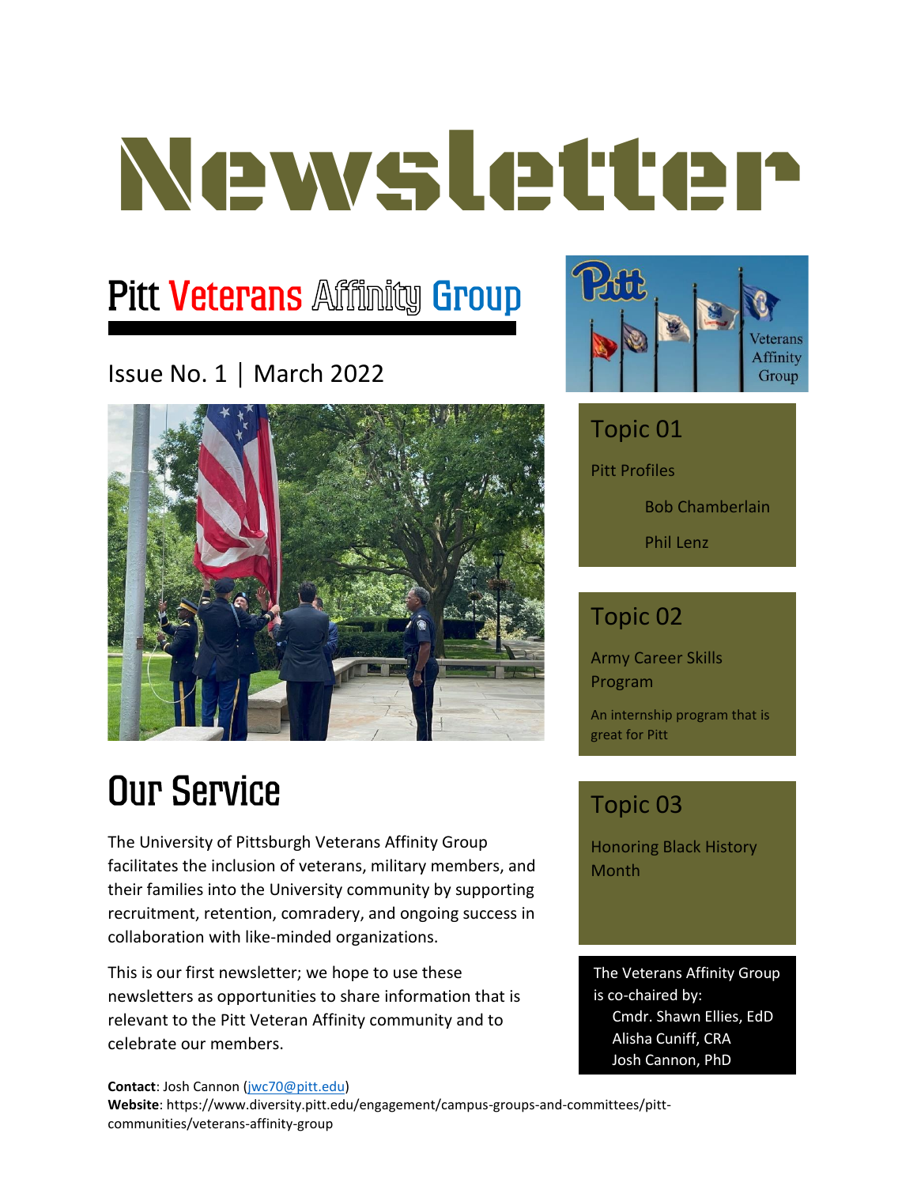# Newsletter

## Pitt Veterans Affinity Group

Issue No. 1 | March 2022

### Topic 01

Pitt Profiles

- Bob Chamberlain
- Phil Lenz

### Topic 02

Army Career Skills Program

An internship program that is great for Pitt

### Topic 03

Honoring Black History Month

The Veterans Affinity Group is co-chaired by:

- Cmdr. Shawn Ellies, EdD
- Alisha Cuniff, CRA
- Josh Cannon, PhD

## Our Service

The University of Pittsburgh Veterans Affinity Group facilitates the inclusion of veterans, military members, and their families into the University community by supporting recruitment, retention, comradery, and ongoing success in collaboration with like-minded organizations.

This is our first newsletter; we hope to use these newsletters as opportunities to share information that is relevant to the Pitt Veteran Affinity community and to celebrate our members.

**Contact**: Josh Cannon (jwc70@pitt.edu)
**Website**: https://www.diversity.pitt.edu/engagement/campus-groups-and-committees/pitt-communities/veterans-affinity-group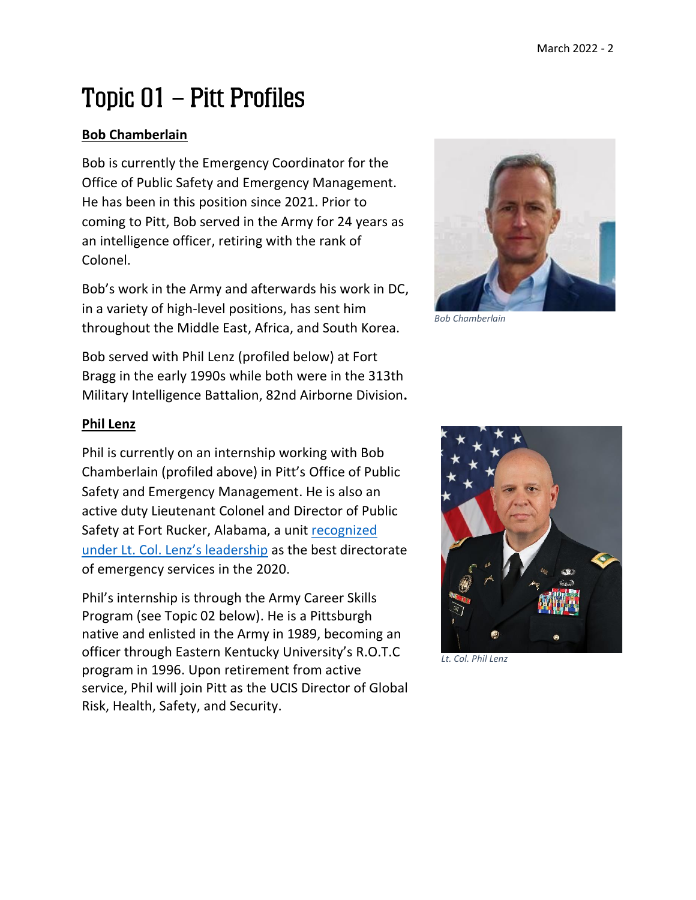# Topic 01 – Pitt Profiles

**Bob Chamberlain**

Bob is currently the Emergency Coordinator for the Office of Public Safety and Emergency Management. He has been in this position since 2021. Prior to coming to Pitt, Bob served in the Army for 24 years as an intelligence officer, retiring with the rank of Colonel.

Bob's work in the Army and afterwards his work in DC, in a variety of high-level positions, has sent him throughout the Middle East, Africa, and South Korea.

Bob served with Phil Lenz (profiled below) at Fort Bragg in the early 1990s while both were in the 313th Military Intelligence Battalion, 82nd Airborne Division.

*Bob Chamberlain*

**Phil Lenz**

Phil is currently on an internship working with Bob Chamberlain (profiled above) in Pitt's Office of Public Safety and Emergency Management. He is also an active duty Lieutenant Colonel and Director of Public Safety at Fort Rucker, Alabama, a unit recognized under Lt. Col. Lenz's leadership as the best directorate of emergency services in the 2020.

Phil's internship is through the Army Career Skills Program (see Topic 02 below). He is a Pittsburgh native and enlisted in the Army in 1989, becoming an officer through Eastern Kentucky University's R.O.T.C program in 1996. Upon retirement from active service, Phil will join Pitt as the UCIS Director of Global Risk, Health, Safety, and Security.

*Lt. Col. Phil Lenz*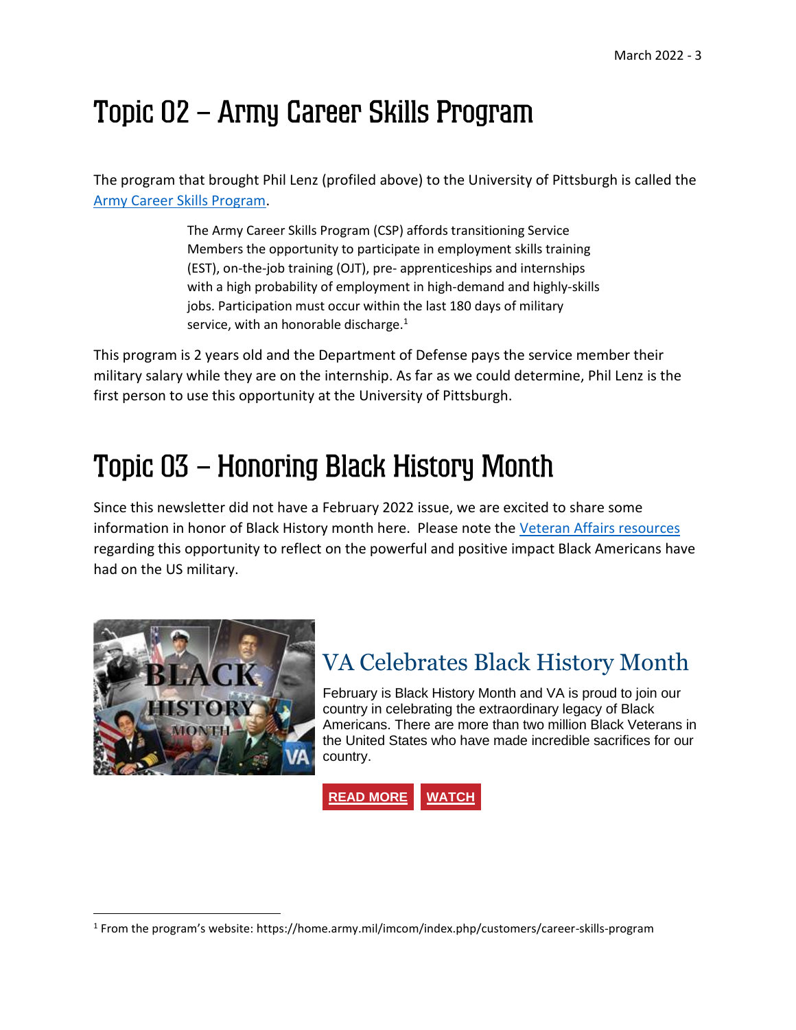# Topic 02 – Army Career Skills Program

The program that brought Phil Lenz (profiled above) to the University of Pittsburgh is called the Army Career Skills Program.

> The Army Career Skills Program (CSP) affords transitioning Service Members the opportunity to participate in employment skills training (EST), on-the-job training (OJT), pre- apprenticeships and internships with a high probability of employment in high-demand and highly-skills jobs. Participation must occur within the last 180 days of military service, with an honorable discharge.[1]

This program is 2 years old and the Department of Defense pays the service member their military salary while they are on the internship. As far as we could determine, Phil Lenz is the first person to use this opportunity at the University of Pittsburgh.

# Topic 03 – Honoring Black History Month

Since this newsletter did not have a February 2022 issue, we are excited to share some information in honor of Black History month here. Please note the Veteran Affairs resources regarding this opportunity to reflect on the powerful and positive impact Black Americans have had on the US military.

## VA Celebrates Black History Month

February is Black History Month and VA is proud to join our country in celebrating the extraordinary legacy of Black Americans. There are more than two million Black Veterans in the United States who have made incredible sacrifices for our country.

**READ MORE** **WATCH**

---

[1] From the program's website: https://home.army.mil/imcom/index.php/customers/career-skills-program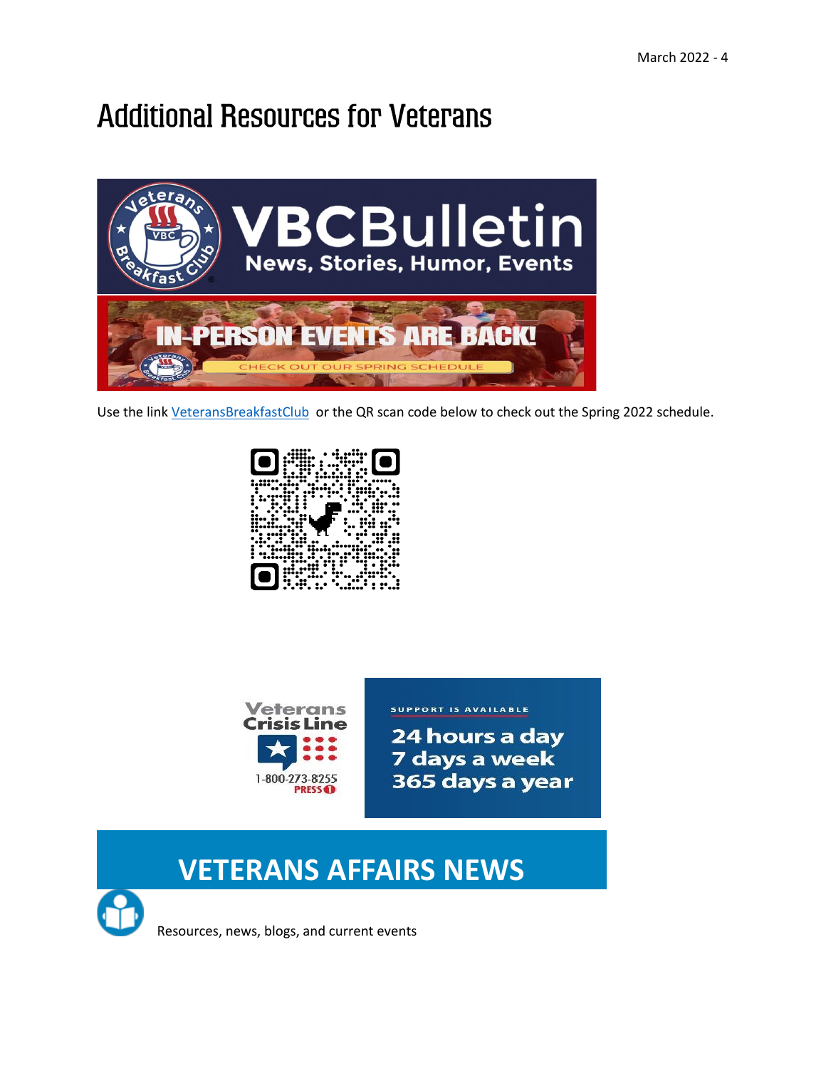# Additional Resources for Veterans

**VBCBulletin**

News, Stories, Humor, Events

IN-PERSON EVENTS ARE BACK!

CHECK OUT OUR SPRING SCHEDULE

Use the link [VeteransBreakfastClub](VeteransBreakfastClub) or the QR scan code below to check out the Spring 2022 schedule.

Veterans Crisis Line

1-800-273-8255 PRESS 1

SUPPORT IS AVAILABLE

24 hours a day
7 days a week
365 days a year

## VETERANS AFFAIRS NEWS

Resources, news, blogs, and current events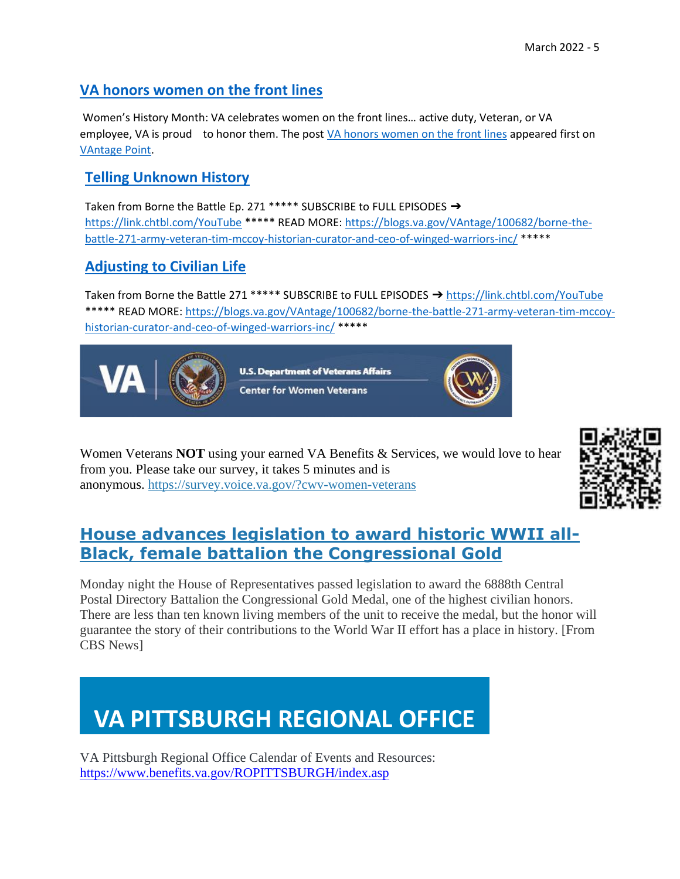## [VA honors women on the front lines]

Women's History Month: VA celebrates women on the front lines… active duty, Veteran, or VA employee, VA is proud to honor them. The post [VA honors women on the front lines] appeared first on [VAntage Point].

## [Telling Unknown History]

Taken from Borne the Battle Ep. 271 ***** SUBSCRIBE to FULL EPISODES ➔ https://link.chtbl.com/YouTube ***** READ MORE: https://blogs.va.gov/VAntage/100682/borne-the-battle-271-army-veteran-tim-mccoy-historian-curator-and-ceo-of-winged-warriors-inc/ *****

## [Adjusting to Civilian Life]

Taken from Borne the Battle 271 ***** SUBSCRIBE to FULL EPISODES ➔ https://link.chtbl.com/YouTube ***** READ MORE: https://blogs.va.gov/VAntage/100682/borne-the-battle-271-army-veteran-tim-mccoy-historian-curator-and-ceo-of-winged-warriors-inc/ *****

VA | U.S. Department of Veterans Affairs
Center for Women Veterans

Women Veterans **NOT** using your earned VA Benefits & Services, we would love to hear from you. Please take our survey, it takes 5 minutes and is anonymous. https://survey.voice.va.gov/?cwv-women-veterans

## [House advances legislation to award historic WWII all-Black, female battalion the Congressional Gold]

Monday night the House of Representatives passed legislation to award the 6888th Central Postal Directory Battalion the Congressional Gold Medal, one of the highest civilian honors. There are less than ten known living members of the unit to receive the medal, but the honor will guarantee the story of their contributions to the World War II effort has a place in history. [From CBS News]

# VA PITTSBURGH REGIONAL OFFICE

VA Pittsburgh Regional Office Calendar of Events and Resources: https://www.benefits.va.gov/ROPITTSBURGH/index.asp